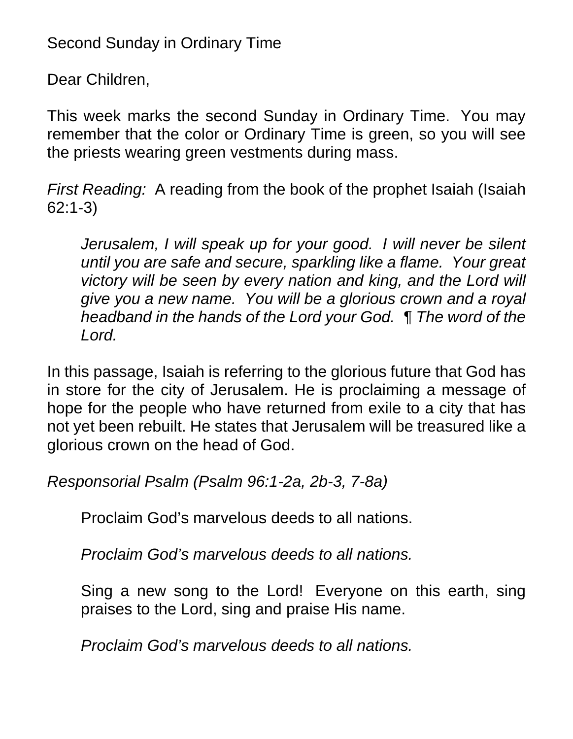Second Sunday in Ordinary Time

Dear Children,

This week marks the second Sunday in Ordinary Time. You may remember that the color or Ordinary Time is green, so you will see the priests wearing green vestments during mass.

*First Reading:* A reading from the book of the prophet Isaiah (Isaiah 62:1-3)

> *Jerusalem, I will speak up for your good. I will never be silent until you are safe and secure, sparkling like a flame. Your great victory will be seen by every nation and king, and the Lord will give you a new name. You will be a glorious crown and a royal headband in the hands of the Lord your God. ¶ The word of the Lord.*

In this passage, Isaiah is referring to the glorious future that God has in store for the city of Jerusalem. He is proclaiming a message of hope for the people who have returned from exile to a city that has not yet been rebuilt. He states that Jerusalem will be treasured like a glorious crown on the head of God.

*Responsorial Psalm (Psalm 96:1-2a, 2b-3, 7-8a)*

> Proclaim God's marvelous deeds to all nations.
>
> *Proclaim God's marvelous deeds to all nations.*
>
> Sing a new song to the Lord! Everyone on this earth, sing praises to the Lord, sing and praise His name.
>
> *Proclaim God's marvelous deeds to all nations.*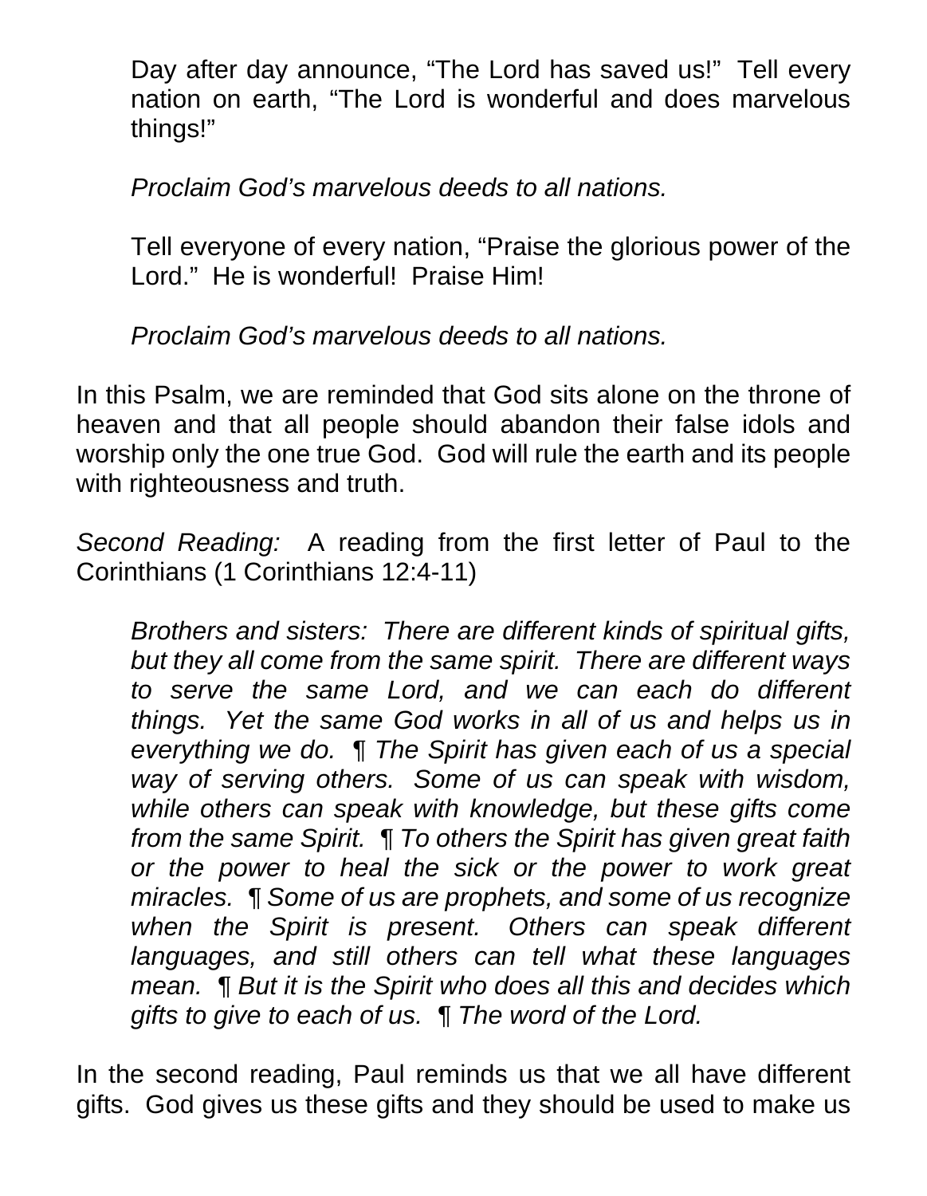Day after day announce, “The Lord has saved us!” Tell every nation on earth, “The Lord is wonderful and does marvelous things!”

*Proclaim God’s marvelous deeds to all nations.*

Tell everyone of every nation, “Praise the glorious power of the Lord.” He is wonderful! Praise Him!

*Proclaim God’s marvelous deeds to all nations.*

In this Psalm, we are reminded that God sits alone on the throne of heaven and that all people should abandon their false idols and worship only the one true God. God will rule the earth and its people with righteousness and truth.

*Second Reading:* A reading from the first letter of Paul to the Corinthians (1 Corinthians 12:4-11)

*Brothers and sisters: There are different kinds of spiritual gifts, but they all come from the same spirit. There are different ways to serve the same Lord, and we can each do different things. Yet the same God works in all of us and helps us in everything we do. ¶ The Spirit has given each of us a special way of serving others. Some of us can speak with wisdom, while others can speak with knowledge, but these gifts come from the same Spirit. ¶ To others the Spirit has given great faith or the power to heal the sick or the power to work great miracles. ¶ Some of us are prophets, and some of us recognize when the Spirit is present. Others can speak different languages, and still others can tell what these languages mean. ¶ But it is the Spirit who does all this and decides which gifts to give to each of us. ¶ The word of the Lord.*

In the second reading, Paul reminds us that we all have different gifts. God gives us these gifts and they should be used to make us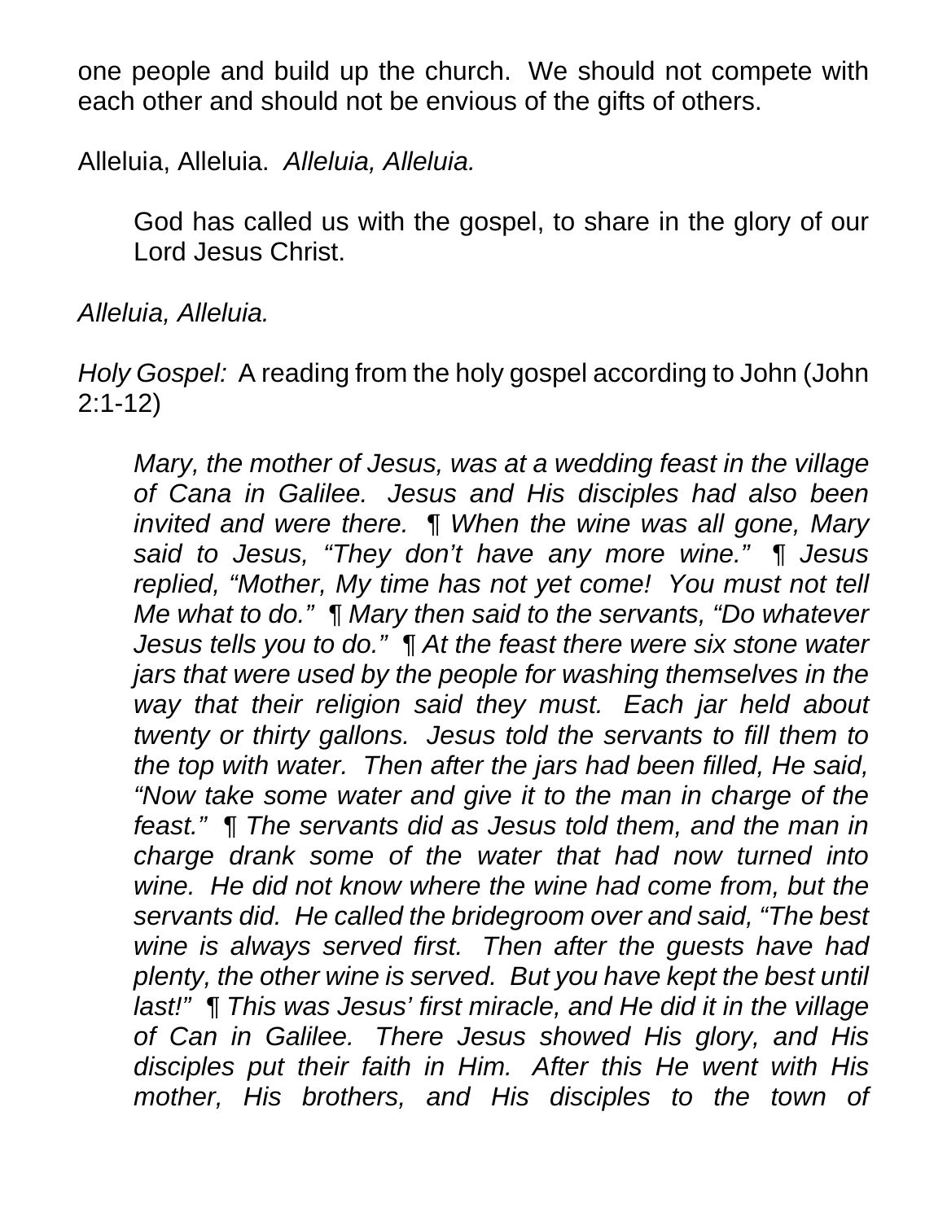one people and build up the church. We should not compete with each other and should not be envious of the gifts of others.

Alleluia, Alleluia. *Alleluia, Alleluia.*

> God has called us with the gospel, to share in the glory of our Lord Jesus Christ.

*Alleluia, Alleluia.*

*Holy Gospel:* A reading from the holy gospel according to John (John 2:1-12)

> *Mary, the mother of Jesus, was at a wedding feast in the village of Cana in Galilee. Jesus and His disciples had also been invited and were there. ¶ When the wine was all gone, Mary said to Jesus, "They don't have any more wine." ¶ Jesus replied, "Mother, My time has not yet come! You must not tell Me what to do." ¶ Mary then said to the servants, "Do whatever Jesus tells you to do." ¶ At the feast there were six stone water jars that were used by the people for washing themselves in the way that their religion said they must. Each jar held about twenty or thirty gallons. Jesus told the servants to fill them to the top with water. Then after the jars had been filled, He said, "Now take some water and give it to the man in charge of the feast." ¶ The servants did as Jesus told them, and the man in charge drank some of the water that had now turned into wine. He did not know where the wine had come from, but the servants did. He called the bridegroom over and said, "The best wine is always served first. Then after the guests have had plenty, the other wine is served. But you have kept the best until last!" ¶ This was Jesus' first miracle, and He did it in the village of Can in Galilee. There Jesus showed His glory, and His disciples put their faith in Him. After this He went with His mother, His brothers, and His disciples to the town of*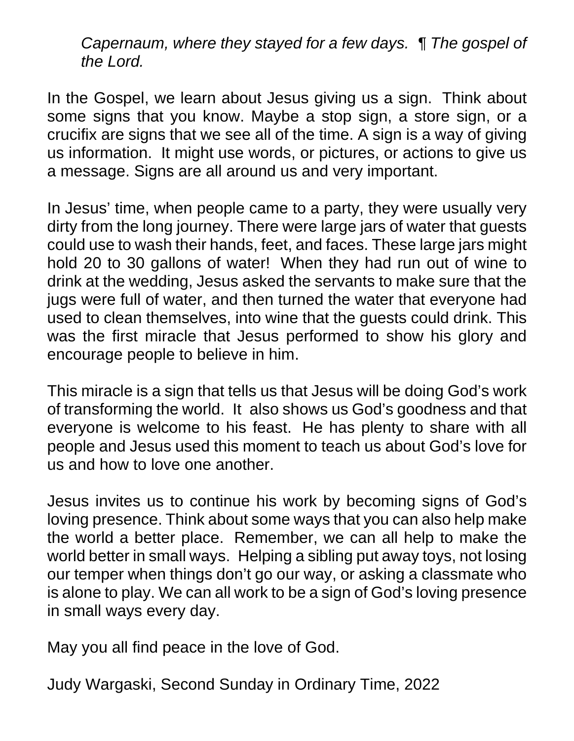*Capernaum, where they stayed for a few days. ¶ The gospel of the Lord.*

In the Gospel, we learn about Jesus giving us a sign. Think about some signs that you know. Maybe a stop sign, a store sign, or a crucifix are signs that we see all of the time. A sign is a way of giving us information. It might use words, or pictures, or actions to give us a message. Signs are all around us and very important.

In Jesus' time, when people came to a party, they were usually very dirty from the long journey. There were large jars of water that guests could use to wash their hands, feet, and faces. These large jars might hold 20 to 30 gallons of water! When they had run out of wine to drink at the wedding, Jesus asked the servants to make sure that the jugs were full of water, and then turned the water that everyone had used to clean themselves, into wine that the guests could drink. This was the first miracle that Jesus performed to show his glory and encourage people to believe in him.

This miracle is a sign that tells us that Jesus will be doing God's work of transforming the world. It also shows us God's goodness and that everyone is welcome to his feast. He has plenty to share with all people and Jesus used this moment to teach us about God's love for us and how to love one another.

Jesus invites us to continue his work by becoming signs of God's loving presence. Think about some ways that you can also help make the world a better place. Remember, we can all help to make the world better in small ways. Helping a sibling put away toys, not losing our temper when things don't go our way, or asking a classmate who is alone to play. We can all work to be a sign of God's loving presence in small ways every day.

May you all find peace in the love of God.

Judy Wargaski, Second Sunday in Ordinary Time, 2022